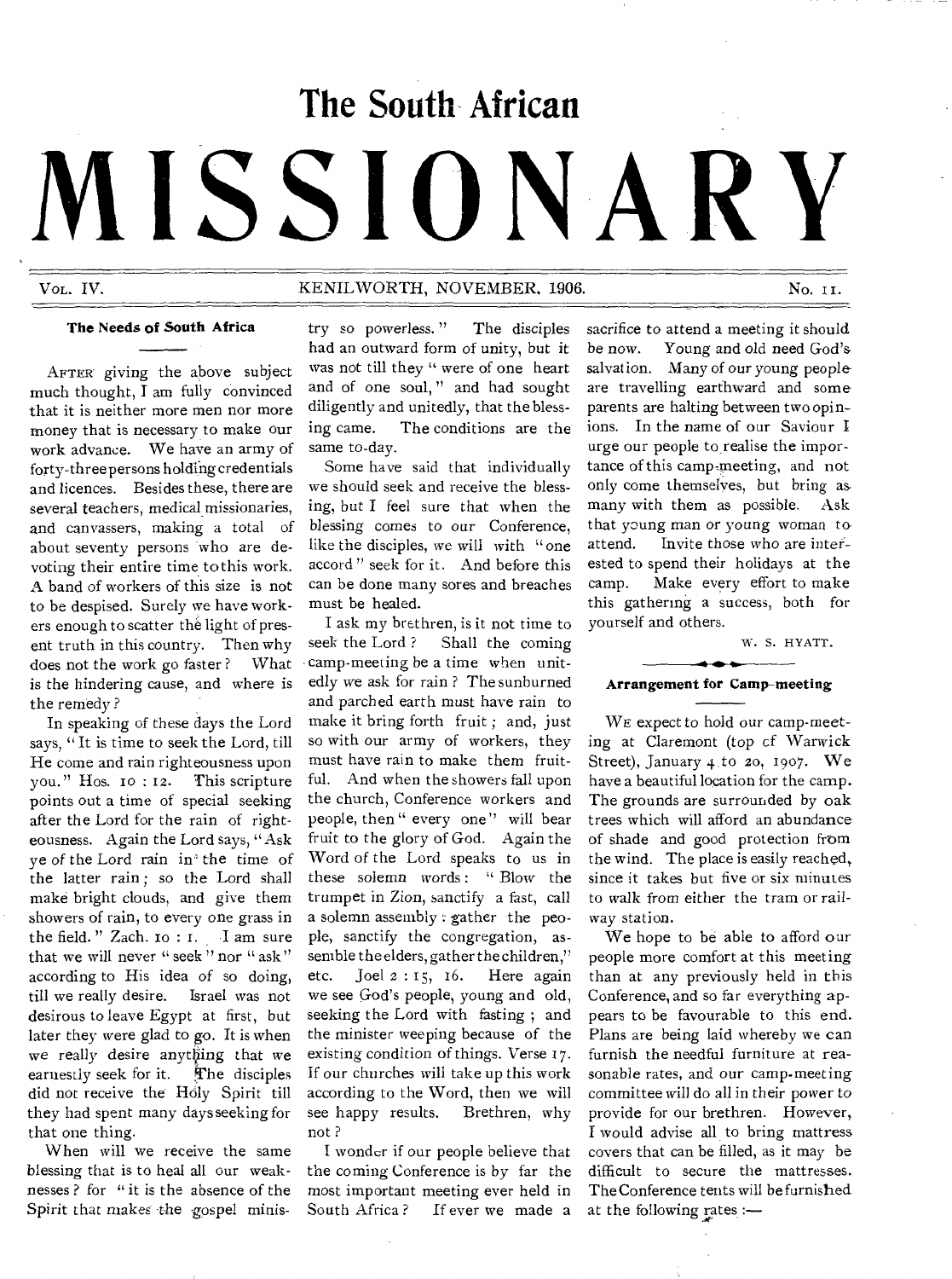# The South African

# MISSIONARY

VOL. IV. KENILWORTH, NOVEMBER, 1906. No. 11.

## The Needs of South Africa

AFTER giving the above subject much thought, I am fully convinced that it is neither more men nor more money that is necessary to make our work advance. We have an army of forty-three persons holding credentials and licences. Besides these, there are several teachers, medical missionaries, and canvassers, making a total of about seventy persons who are devoting their entire time to this work. A band of workers of this size is not to be despised. Surely we have workers enough to scatter the light of present truth in this country. Then why does not the work go faster? What is the hindering cause, and where is the remedy?

In speaking of these days the Lord says, "It is time to seek the Lord, till He come and rain righteousness upon you." Hos. 10 : 12. This scripture points out a time of special seeking after the Lord for the rain of righteousness. Again the Lord says, "Ask ye of the Lord rain in the time of the latter rain; so the Lord shall make bright clouds, and give them showers of rain, to every one grass in the field." Zach. 10 : 1. I am sure that we will never "seek" nor "ask" according to His idea of so doing, till we really desire. Israel was not desirous to leave Egypt at first, but later they were glad to go. It is when we really desire anything that we earnestly seek for it. The disciples did not receive the Holy Spirit till they had spent many days seeking for that one thing.

When will we receive the same blessing that is to heal all our weaknesses? for "it is the absence of the Spirit that makes the gospel ministry so powerless." The disciples had an outward form of unity, but it was not till they "were of one heart and of one soul," and had sought diligently and unitedly, that the blessing came. The conditions are the same to-day.

Some have said that individually we should seek and receive the blessing, but I feel sure that when the blessing comes to our Conference, like the disciples, we will with "one accord" seek for it. And before this can be done many sores and breaches must be healed.

I ask my brethren, is it not time to seek the Lord? Shall the coming camp-meeting be a time when unitedly we ask for rain? The sunburned and parched earth must have rain to make it bring forth fruit; and, just so with our army of workers, they must have rain to make them fruitful. And when the showers fall upon the church, Conference workers and people, then "every one" will bear fruit to the glory of God. Again the Word of the Lord speaks to us in these solemn words: "Blow the trumpet in Zion, sanctify a fast, call a solemn assembly: gather the people, sanctify the congregation, assemble the elders, gather the children," etc. Joel 2 : 15, 16. Here again we see God's people, young and old, seeking the Lord with fasting; and the minister weeping because of the existing condition of things. Verse 17. If our churches will take up this work according to the Word, then we will see happy results. Brethren, why not?

I wonder if our people believe that the coming Conference is by far the most important meeting ever held in South Africa? If ever we made a sacrifice to attend a meeting it should be now. Young and old need God's salvation. Many of our young people are travelling earthward and some parents are halting between two opinions. In the name of our Saviour I urge our people to realise the importance of this camp-meeting, and not only come themselves, but bring as many with them as possible. Ask that young man or young woman to attend. Invite those who are interested to spend their holidays at the camp. Make every effort to make this gathering a success, both for yourself and others.

W. S. HYATT.

## Arrangement for Camp-meeting

WE expect to hold our camp-meeting at Claremont (top of Warwick Street), January 4 to 20, 1907. We have a beautiful location for the camp. The grounds are surrounded by oak trees which will afford an abundance of shade and good protection from the wind. The place is easily reached, since it takes but five or six minutes to walk from either the tram or railway station.

We hope to be able to afford our people more comfort at this meeting than at any previously held in this Conference, and so far everything appears to be favourable to this end. Plans are being laid whereby we can furnish the needful furniture at reasonable rates, and our camp-meeting committee will do all in their power to provide for our brethren. However, I would advise all to bring mattress covers that can be filled, as it may be difficult to secure the mattresses. The Conference tents will be furnished at the following rates :—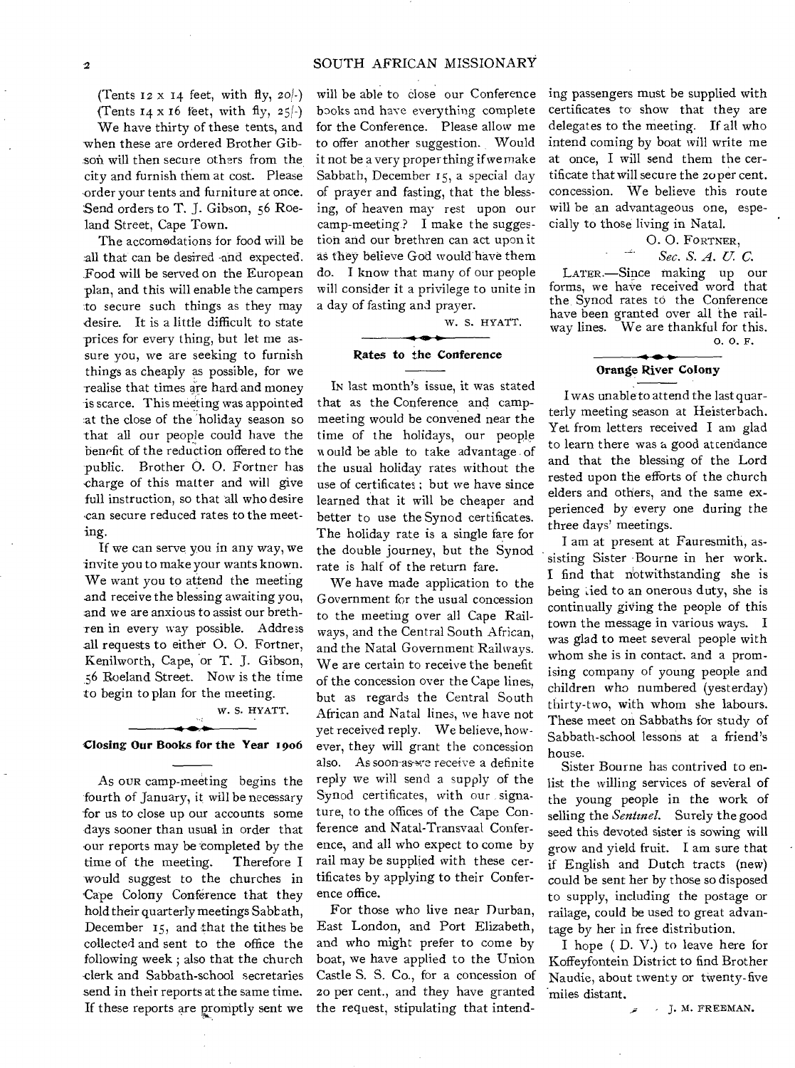(Tents 12 x 14 feet, with fly, 20/-)
(Tents 14 x 16 feet, with fly, 25/-)

We have thirty of these tents, and when these are ordered Brother Gibson will then secure others from the city and furnish them at cost. Please order your tents and furniture at once. Send orders to T. J. Gibson, 56 Roeland Street, Cape Town.

The accomodations for food will be all that can be desired and expected. Food will be served on the European plan, and this will enable the campers to secure such things as they may desire. It is a little difficult to state prices for every thing, but let me assure you, we are seeking to furnish things as cheaply as possible, for we realise that times are hard and money is scarce. This meeting was appointed at the close of the holiday season so that all our people could have the benefit of the reduction offered to the public. Brother O. O. Fortner has charge of this matter and will give full instruction, so that all who desire can secure reduced rates to the meeting.

If we can serve you in any way, we invite you to make your wants known. We want you to attend the meeting and receive the blessing awaiting you, and we are anxious to assist our brethren in every way possible. Address all requests to either O. O. Fortner, Kenilworth, Cape, or T. J. Gibson, 56 Roeland Street. Now is the time to begin to plan for the meeting.

W. S. HYATT.

## Closing Our Books for the Year 1906

As OUR camp-meeting begins the fourth of January, it will be necessary for us to close up our accounts some days sooner than usual in order that our reports may be completed by the time of the meeting. Therefore I would suggest to the churches in Cape Colony Conference that they hold their quarterly meetings Sabbath, December 15, and that the tithes be collected and sent to the office the following week; also that the church clerk and Sabbath-school secretaries send in their reports at the same time. If these reports are promptly sent we will be able to close our Conference books and have everything complete for the Conference. Please allow me to offer another suggestion. Would it not be a very proper thing if we make Sabbath, December 15, a special day of prayer and fasting, that the blessing, of heaven may rest upon our camp-meeting? I make the suggestion and our brethren can act upon it as they believe God would have them do. I know that many of our people will consider it a privilege to unite in a day of fasting and prayer.

W. S. HYATT.

## Rates to the Conference

IN last month's issue, it was stated that as the Conference and camp-meeting would be convened near the time of the holidays, our people would be able to take advantage of the usual holiday rates without the use of certificates; but we have since learned that it will be cheaper and better to use the Synod certificates. The holiday rate is a single fare for the double journey, but the Synod rate is half of the return fare.

We have made application to the Government for the usual concession to the meeting over all Cape Railways, and the Central South African, and the Natal Government Railways. We are certain to receive the benefit of the concession over the Cape lines, but as regards the Central South African and Natal lines, we have not yet received reply. We believe, however, they will grant the concession also. As soon as we receive a definite reply we will send a supply of the Synod certificates, with our signature, to the offices of the Cape Conference and Natal-Transvaal Conference, and all who expect to come by rail may be supplied with these certificates by applying to their Conference office.

For those who live near Durban, East London, and Port Elizabeth, and who might prefer to come by boat, we have applied to the Union Castle S. S. Co., for a concession of 20 per cent., and they have granted the request, stipulating that intending passengers must be supplied with certificates to show that they are delegates to the meeting. If all who intend coming by boat will write me at once, I will send them the certificate that will secure the 20 per cent. concession. We believe this route will be an advantageous one, especially to those living in Natal.

O. O. FORTNER,
*Sec. S. A. U. C.*

LATER.—Since making up our forms, we have received word that the Synod rates to the Conference have been granted over all the railway lines. We are thankful for this.

O. O. F.

## Orange River Colony

I WAS unable to attend the last quarterly meeting season at Heisterbach. Yet from letters received I am glad to learn there was a good attendance and that the blessing of the Lord rested upon the efforts of the church elders and others, and the same experienced by every one during the three days' meetings.

I am at present at Fauresmith, assisting Sister Bourne in her work. I find that notwithstanding she is being tied to an onerous duty, she is continually giving the people of this town the message in various ways. I was glad to meet several people with whom she is in contact, and a promising company of young people and children who numbered (yesterday) thirty-two, with whom she labours. These meet on Sabbaths for study of Sabbath-school lessons at a friend's house.

Sister Bourne has contrived to enlist the willing services of several of the young people in the work of selling the *Sentinel*. Surely the good seed this devoted sister is sowing will grow and yield fruit. I am sure that if English and Dutch tracts (new) could be sent her by those so disposed to supply, including the postage or railage, could be used to great advantage by her in free distribution.

I hope (D. V.) to leave here for Koffeyfontein District to find Brother Naudie, about twenty or twenty-five miles distant.

J. M. FREEMAN.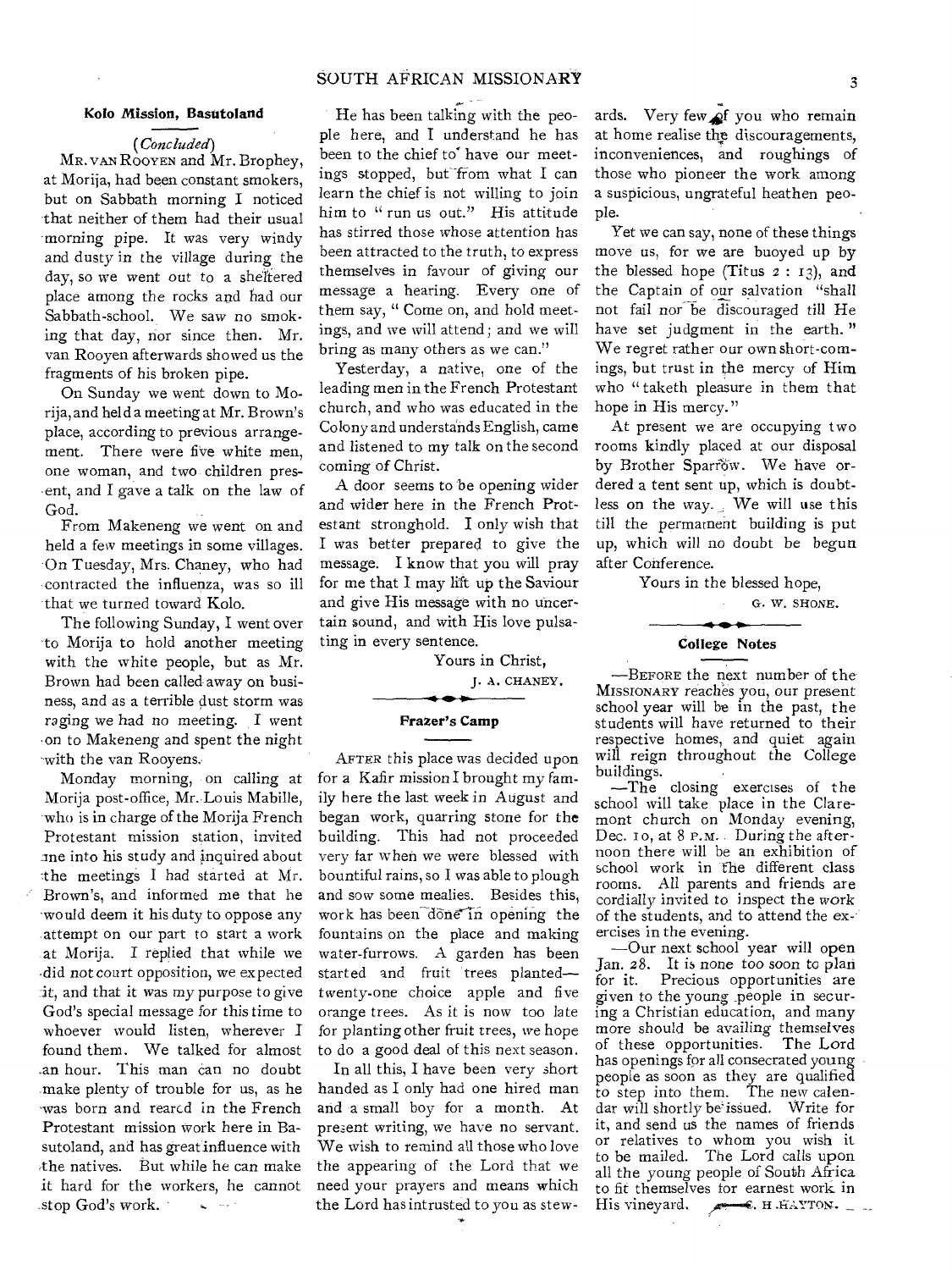### Kolo Mission, Basutoland

*(Concluded)*

MR. VAN ROOYEN and Mr. Brophey, at Morija, had been constant smokers, but on Sabbath morning I noticed that neither of them had their usual morning pipe. It was very windy and dusty in the village during the day, so we went out to a sheltered place among the rocks and had our Sabbath-school. We saw no smoking that day, nor since then. Mr. van Rooyen afterwards showed us the fragments of his broken pipe.

On Sunday we went down to Morija, and held a meeting at Mr. Brown's place, according to previous arrangement. There were five white men, one woman, and two children present, and I gave a talk on the law of God.

From Makeneng we went on and held a few meetings in some villages. On Tuesday, Mrs. Chaney, who had contracted the influenza, was so ill that we turned toward Kolo.

The following Sunday, I went over to Morija to hold another meeting with the white people, but as Mr. Brown had been called away on business, and as a terrible dust storm was raging we had no meeting. I went on to Makeneng and spent the night with the van Rooyens.

Monday morning, on calling at Morija post-office, Mr. Louis Mabille, who is in charge of the Morija French Protestant mission station, invited me into his study and inquired about the meetings I had started at Mr. Brown's, and informed me that he would deem it his duty to oppose any attempt on our part to start a work at Morija. I replied that while we did not court opposition, we expected it, and that it was my purpose to give God's special message for this time to whoever would listen, wherever I found them. We talked for almost an hour. This man can no doubt make plenty of trouble for us, as he was born and reared in the French Protestant mission work here in Basutoland, and has great influence with the natives. But while he can make it hard for the workers, he cannot stop God's work.

He has been talking with the people here, and I understand he has been to the chief to have our meetings stopped, but from what I can learn the chief is not willing to join him to "run us out." His attitude has stirred those whose attention has been attracted to the truth, to express themselves in favour of giving our message a hearing. Every one of them say, "Come on, and hold meetings, and we will attend; and we will bring as many others as we can."

Yesterday, a native, one of the leading men in the French Protestant church, and who was educated in the Colony and understands English, came and listened to my talk on the second coming of Christ.

A door seems to be opening wider and wider here in the French Protestant stronghold. I only wish that I was better prepared to give the message. I know that you will pray for me that I may lift up the Saviour and give His message with no uncertain sound, and with His love pulsating in every sentence.

Yours in Christ,

J. A. CHANEY.

---

### Frazer's Camp

AFTER this place was decided upon for a Kafir mission I brought my family here the last week in August and began work, quarring stone for the building. This had not proceeded very far when we were blessed with bountiful rains, so I was able to plough and sow some mealies. Besides this, work has been done in opening the fountains on the place and making water-furrows. A garden has been started and fruit trees planted—twenty-one choice apple and five orange trees. As it is now too late for planting other fruit trees, we hope to do a good deal of this next season.

In all this, I have been very short handed as I only had one hired man and a small boy for a month. At present writing, we have no servant. We wish to remind all those who love the appearing of the Lord that we need your prayers and means which the Lord has intrusted to you as stewards. Very few of you who remain at home realise the discouragements, inconveniences, and roughings of those who pioneer the work among a suspicious, ungrateful heathen people.

Yet we can say, none of these things move us, for we are buoyed up by the blessed hope (Titus 2 : 13), and the Captain of our salvation "shall not fail nor be discouraged till He have set judgment in the earth." We regret rather our own short-comings, but trust in the mercy of Him who "taketh pleasure in them that hope in His mercy."

At present we are occupying two rooms kindly placed at our disposal by Brother Sparrow. We have ordered a tent sent up, which is doubtless on the way. We will use this till the permanent building is put up, which will no doubt be begun after Conference.

Yours in the blessed hope,

G. W. SHONE.

---

### College Notes

—BEFORE the next number of the MISSIONARY reaches you, our present school year will be in the past, the students will have returned to their respective homes, and quiet again will reign throughout the College buildings.

—The closing exercises of the school will take place in the Claremont church on Monday evening, Dec. 10, at 8 P.M. During the afternoon there will be an exhibition of school work in the different class rooms. All parents and friends are cordially invited to inspect the work of the students, and to attend the exercises in the evening.

—Our next school year will open Jan. 28. It is none too soon to plan for it. Precious opportunities are given to the young people in securing a Christian education, and many more should be availing themselves of these opportunities. The Lord has openings for all consecrated young people as soon as they are qualified to step into them. The new calendar will shortly be issued. Write for it, and send us the names of friends or relatives to whom you wish it to be mailed. The Lord calls upon all the young people of South Africa to fit themselves for earnest work in His vineyard.

C. H. HAYTON.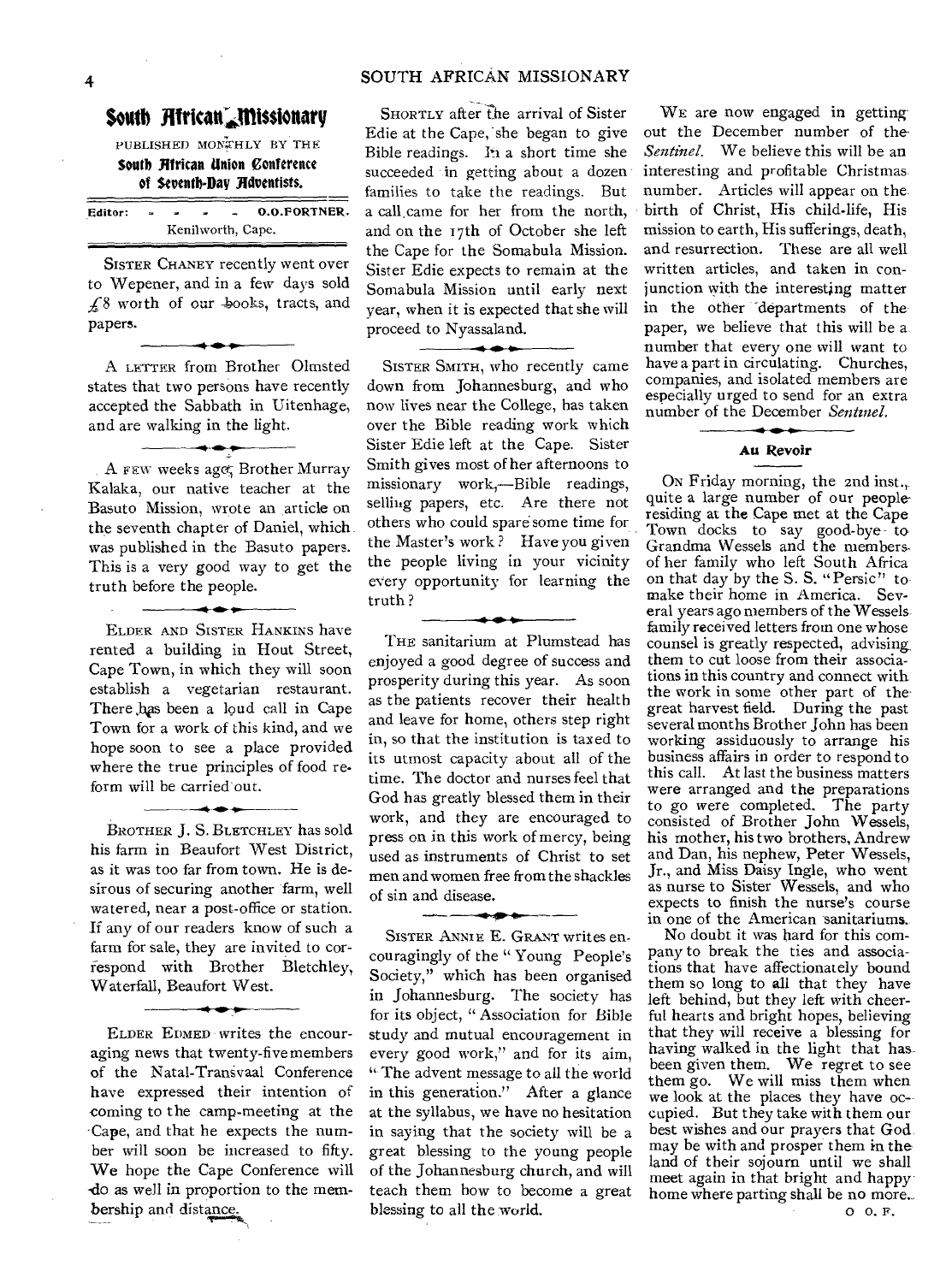# South African Missionary

PUBLISHED MONTHLY BY THE
**South African Union Conference of Seventh-Day Adventists.**

Editor: O. O. FORTNER.
Kenilworth, Cape.

SISTER CHANEY recently went over to Wepener, and in a few days sold £8 worth of our books, tracts, and papers.

A LETTER from Brother Olmsted states that two persons have recently accepted the Sabbath in Uitenhage, and are walking in the light.

A FEW weeks ago, Brother Murray Kalaka, our native teacher at the Basuto Mission, wrote an article on the seventh chapter of Daniel, which was published in the Basuto papers. This is a very good way to get the truth before the people.

ELDER AND SISTER HANKINS have rented a building in Hout Street, Cape Town, in which they will soon establish a vegetarian restaurant. There has been a loud call in Cape Town for a work of this kind, and we hope soon to see a place provided where the true principles of food reform will be carried out.

BROTHER J. S. BLETCHLEY has sold his farm in Beaufort West District, as it was too far from town. He is desirous of securing another farm, well watered, near a post-office or station. If any of our readers know of such a farm for sale, they are invited to correspond with Brother Bletchley, Waterfall, Beaufort West.

ELDER EDMED writes the encouraging news that twenty-five members of the Natal-Transvaal Conference have expressed their intention of coming to the camp-meeting at the Cape, and that he expects the number will soon be increased to fifty. We hope the Cape Conference will do as well in proportion to the membership and distance.

SHORTLY after the arrival of Sister Edie at the Cape, she began to give Bible readings. In a short time she succeeded in getting about a dozen families to take the readings. But a call came for her from the north, and on the 17th of October she left the Cape for the Somabula Mission. Sister Edie expects to remain at the Somabula Mission until early next year, when it is expected that she will proceed to Nyassaland.

SISTER SMITH, who recently came down from Johannesburg, and who now lives near the College, has taken over the Bible reading work which Sister Edie left at the Cape. Sister Smith gives most of her afternoons to missionary work,—Bible readings, selling papers, etc. Are there not others who could spare some time for the Master's work? Have you given the people living in your vicinity every opportunity for learning the truth?

THE sanitarium at Plumstead has enjoyed a good degree of success and prosperity during this year. As soon as the patients recover their health and leave for home, others step right in, so that the institution is taxed to its utmost capacity about all of the time. The doctor and nurses feel that God has greatly blessed them in their work, and they are encouraged to press on in this work of mercy, being used as instruments of Christ to set men and women free from the shackles of sin and disease.

SISTER ANNIE E. GRANT writes encouragingly of the "Young People's Society," which has been organised in Johannesburg. The society has for its object, "Association for Bible study and mutual encouragement in every good work," and for its aim, "The advent message to all the world in this generation." After a glance at the syllabus, we have no hesitation in saying that the society will be a great blessing to the young people of the Johannesburg church, and will teach them how to become a great blessing to all the world.

WE are now engaged in getting out the December number of the *Sentinel*. We believe this will be an interesting and profitable Christmas number. Articles will appear on the birth of Christ, His child-life, His mission to earth, His sufferings, death, and resurrection. These are all well written articles, and taken in conjunction with the interesting matter in the other departments of the paper, we believe that this will be a number that every one will want to have a part in circulating. Churches, companies, and isolated members are especially urged to send for an extra number of the December *Sentinel*.

## Au Revoir

ON Friday morning, the 2nd inst., quite a large number of our people residing at the Cape met at the Cape Town docks to say good-bye to Grandma Wessels and the members of her family who left South Africa on that day by the S. S. "Persic" to make their home in America. Several years ago members of the Wessels family received letters from one whose counsel is greatly respected, advising them to cut loose from their associations in this country and connect with the work in some other part of the great harvest field. During the past several months Brother John has been working assiduously to arrange his business affairs in order to respond to this call. At last the business matters were arranged and the preparations to go were completed. The party consisted of Brother John Wessels, his mother, his two brothers, Andrew and Dan, his nephew, Peter Wessels, Jr., and Miss Daisy Ingle, who went as nurse to Sister Wessels, and who expects to finish the nurse's course in one of the American sanitariums.

No doubt it was hard for this company to break the ties and associations that have affectionately bound them so long to all that they have left behind, but they left with cheerful hearts and bright hopes, believing that they will receive a blessing for having walked in the light that has been given them. We regret to see them go. We will miss them when we look at the places they have occupied. But they take with them our best wishes and our prayers that God may be with and prosper them in the land of their sojourn until we shall meet again in that bright and happy home where parting shall be no more.

O. O. F.